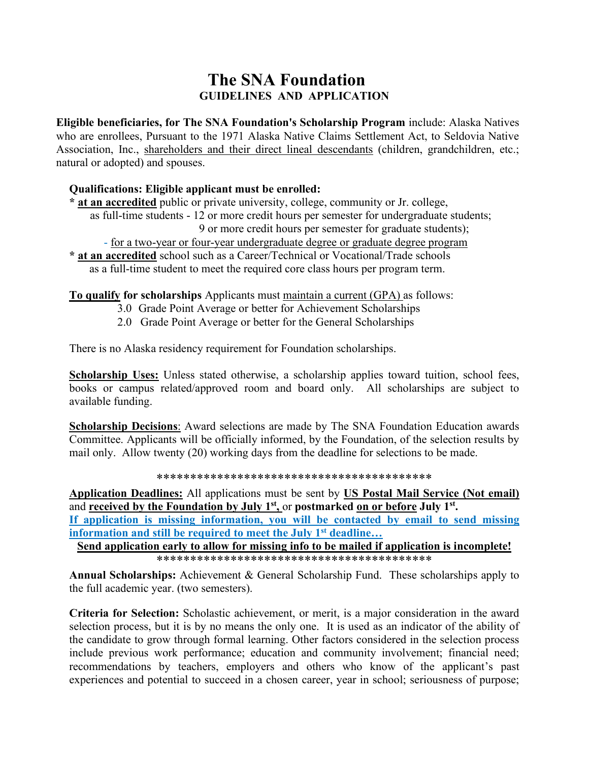# The SNA Foundation

## GUIDELINES AND APPLICATION

**Eligible beneficiaries, for The SNA Foundation's Scholarship Program** include: Alaska Natives who are enrollees, Pursuant to the 1971 Alaska Native Claims Settlement Act, to Seldovia Native Association, Inc., shareholders and their direct lineal descendants (children, grandchildren, etc.; natural or adopted) and spouses.

**Qualifications: Eligible applicant must be enrolled:**

* **at an accredited** public or private university, college, community or Jr. college, as full-time students - 12 or more credit hours per semester for undergraduate students; 9 or more credit hours per semester for graduate students);
  - for a two-year or four-year undergraduate degree or graduate degree program
* **at an accredited** school such as a Career/Technical or Vocational/Trade schools as a full-time student to meet the required core class hours per program term.

**To qualify for scholarships** Applicants must maintain a current (GPA) as follows:

3.0 Grade Point Average or better for Achievement Scholarships
2.0 Grade Point Average or better for the General Scholarships

There is no Alaska residency requirement for Foundation scholarships.

**Scholarship Uses:** Unless stated otherwise, a scholarship applies toward tuition, school fees, books or campus related/approved room and board only. All scholarships are subject to available funding.

**Scholarship Decisions**: Award selections are made by The SNA Foundation Education awards Committee. Applicants will be officially informed, by the Foundation, of the selection results by mail only. Allow twenty (20) working days from the deadline for selections to be made.

****************************************

**Application Deadlines:** All applications must be sent by **US Postal Mail Service (Not email)** and **received by the Foundation by July 1st,** or **postmarked on or before July 1st.**

**If application is missing information, you will be contacted by email to send missing information and still be required to meet the July 1st deadline…**

**Send application early to allow for missing info to be mailed if application is incomplete!**

****************************************

**Annual Scholarships:** Achievement & General Scholarship Fund. These scholarships apply to the full academic year. (two semesters).

**Criteria for Selection:** Scholastic achievement, or merit, is a major consideration in the award selection process, but it is by no means the only one. It is used as an indicator of the ability of the candidate to grow through formal learning. Other factors considered in the selection process include previous work performance; education and community involvement; financial need; recommendations by teachers, employers and others who know of the applicant's past experiences and potential to succeed in a chosen career, year in school; seriousness of purpose;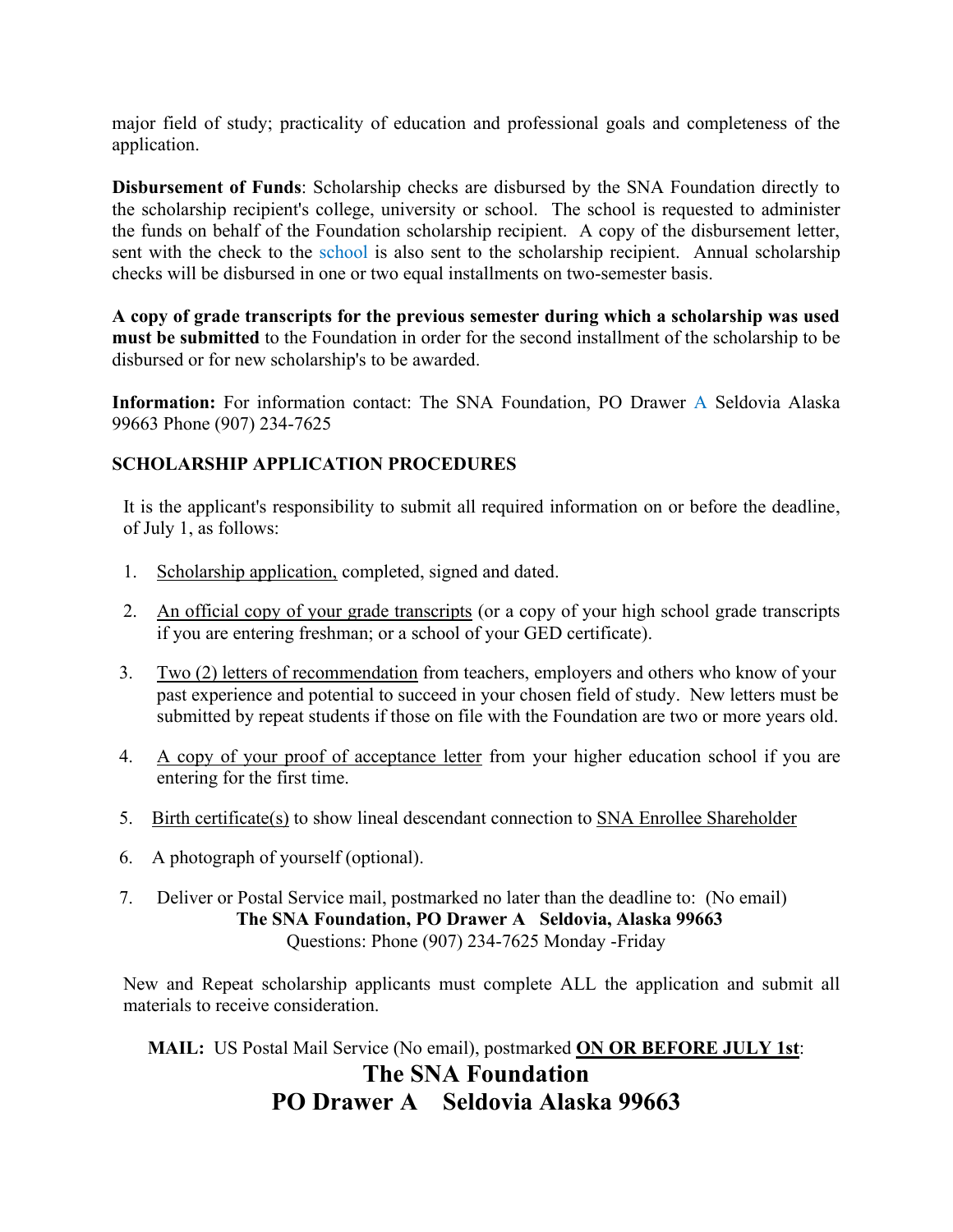major field of study; practicality of education and professional goals and completeness of the application.

**Disbursement of Funds**: Scholarship checks are disbursed by the SNA Foundation directly to the scholarship recipient's college, university or school. The school is requested to administer the funds on behalf of the Foundation scholarship recipient. A copy of the disbursement letter, sent with the check to the school is also sent to the scholarship recipient. Annual scholarship checks will be disbursed in one or two equal installments on two-semester basis.

**A copy of grade transcripts for the previous semester during which a scholarship was used must be submitted** to the Foundation in order for the second installment of the scholarship to be disbursed or for new scholarship's to be awarded.

**Information:** For information contact: The SNA Foundation, PO Drawer A Seldovia Alaska 99663 Phone (907) 234-7625

**SCHOLARSHIP APPLICATION PROCEDURES**

It is the applicant's responsibility to submit all required information on or before the deadline, of July 1, as follows:

1. Scholarship application, completed, signed and dated.
2. An official copy of your grade transcripts (or a copy of your high school grade transcripts if you are entering freshman; or a school of your GED certificate).
3. Two (2) letters of recommendation from teachers, employers and others who know of your past experience and potential to succeed in your chosen field of study. New letters must be submitted by repeat students if those on file with the Foundation are two or more years old.
4. A copy of your proof of acceptance letter from your higher education school if you are entering for the first time.
5. Birth certificate(s) to show lineal descendant connection to SNA Enrollee Shareholder
6. A photograph of yourself (optional).
7. Deliver or Postal Service mail, postmarked no later than the deadline to: (No email)
   **The SNA Foundation, PO Drawer A Seldovia, Alaska 99663**
   Questions: Phone (907) 234-7625 Monday -Friday

New and Repeat scholarship applicants must complete ALL the application and submit all materials to receive consideration.

**MAIL:** US Postal Mail Service (No email), postmarked **ON OR BEFORE JULY 1st**:

**The SNA Foundation**
**PO Drawer A Seldovia Alaska 99663**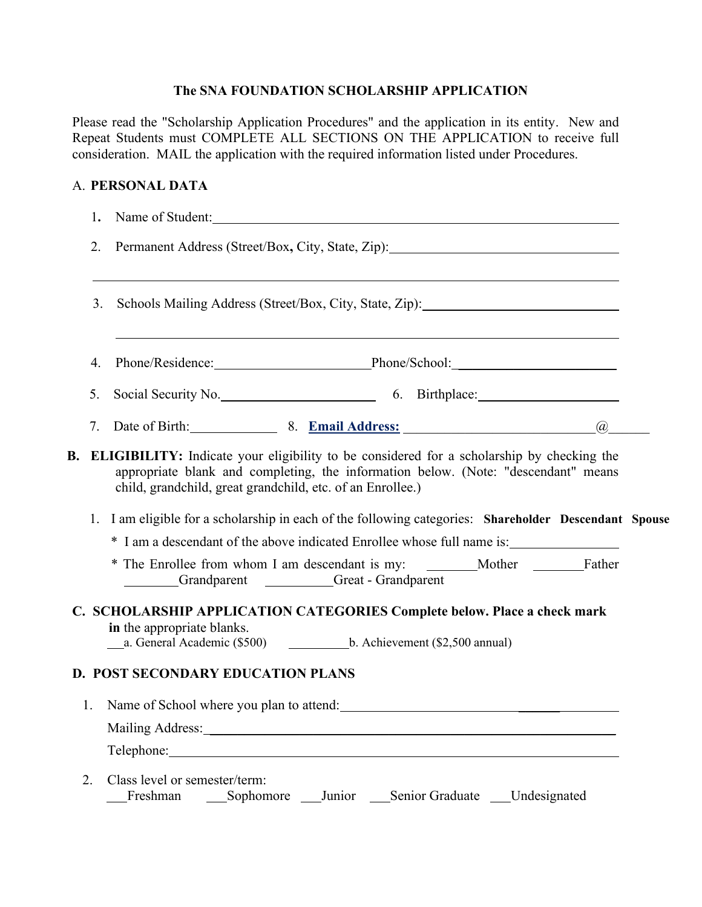**The SNA FOUNDATION SCHOLARSHIP APPLICATION**

Please read the "Scholarship Application Procedures" and the application in its entity. New and Repeat Students must COMPLETE ALL SECTIONS ON THE APPLICATION to receive full consideration. MAIL the application with the required information listed under Procedures.

A. **PERSONAL DATA**

1. Name of Student:____________________________________________________________

2. Permanent Address (Street/Box, City, State, Zip):__________________________________

   ____________________________________________________________________________

3. Schools Mailing Address (Street/Box, City, State, Zip):______________________________

   ____________________________________________________________________________

4. Phone/Residence:_______________________Phone/School:________________________

5. Social Security No.______________________ 6. Birthplace:______________________

7. Date of Birth:_____________ 8. **Email Address:** ____________________________@______

**B. ELIGIBILITY:** Indicate your eligibility to be considered for a scholarship by checking the appropriate blank and completing, the information below. (Note: "descendant" means child, grandchild, great grandchild, etc. of an Enrollee.)

1. I am eligible for a scholarship in each of the following categories: **Shareholder Descendant Spouse**

   \* I am a descendant of the above indicated Enrollee whose full name is:________________

   \* The Enrollee from whom I am descendant is my: ________Mother ________Father ________Grandparent __________Great - Grandparent

**C. SCHOLARSHIP APPLICATION CATEGORIES Complete below. Place a check mark in** the appropriate blanks.

___a. General Academic ($500) __________b. Achievement ($2,500 annual)

**D. POST SECONDARY EDUCATION PLANS**

1. Name of School where you plan to attend:_________________________________________

   Mailing Address:_____________________________________________________________

   Telephone:_________________________________________________________________

2. Class level or semester/term:

   ___Freshman ___Sophomore ___Junior ___Senior Graduate ___Undesignated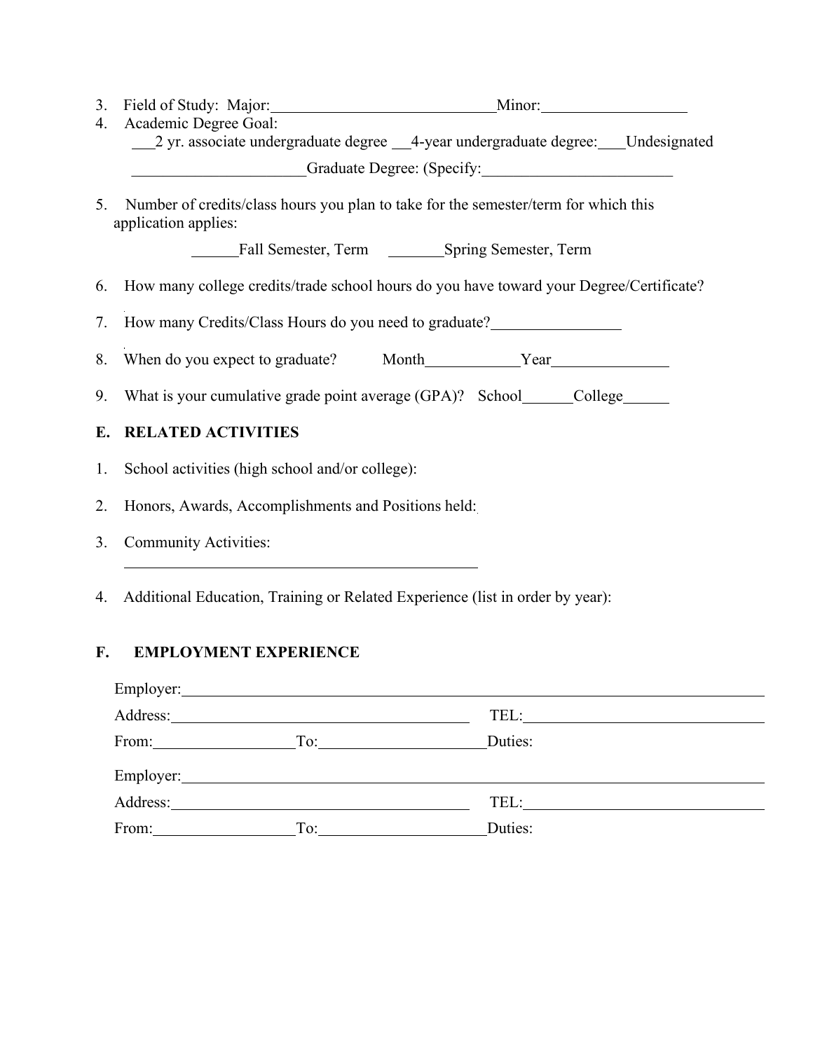3. Field of Study: Major:______________________________Minor:___________________

4. Academic Degree Goal:
   ___2 yr. associate undergraduate degree ___4-year undergraduate degree:___Undesignated
   ______________________Graduate Degree: (Specify:________________________

5. Number of credits/class hours you plan to take for the semester/term for which this application applies:

   ______Fall Semester, Term _______Spring Semester, Term

6. How many college credits/trade school hours do you have toward your Degree/Certificate?

7. How many Credits/Class Hours do you need to graduate?________________

8. When do you expect to graduate? Month____________Year_______________

9. What is your cumulative grade point average (GPA)? School______College______

## E. RELATED ACTIVITIES

1. School activities (high school and/or college):

2. Honors, Awards, Accomplishments and Positions held:

3. Community Activities:
   ______________________________________________

4. Additional Education, Training or Related Experience (list in order by year):

## F. EMPLOYMENT EXPERIENCE

Employer:_____________________________________________________________________________

Address:________________________________________ TEL:_________________________________

From:__________________To:_____________________Duties:

Employer:_____________________________________________________________________________

Address:________________________________________ TEL:_________________________________

From:__________________To:_____________________Duties: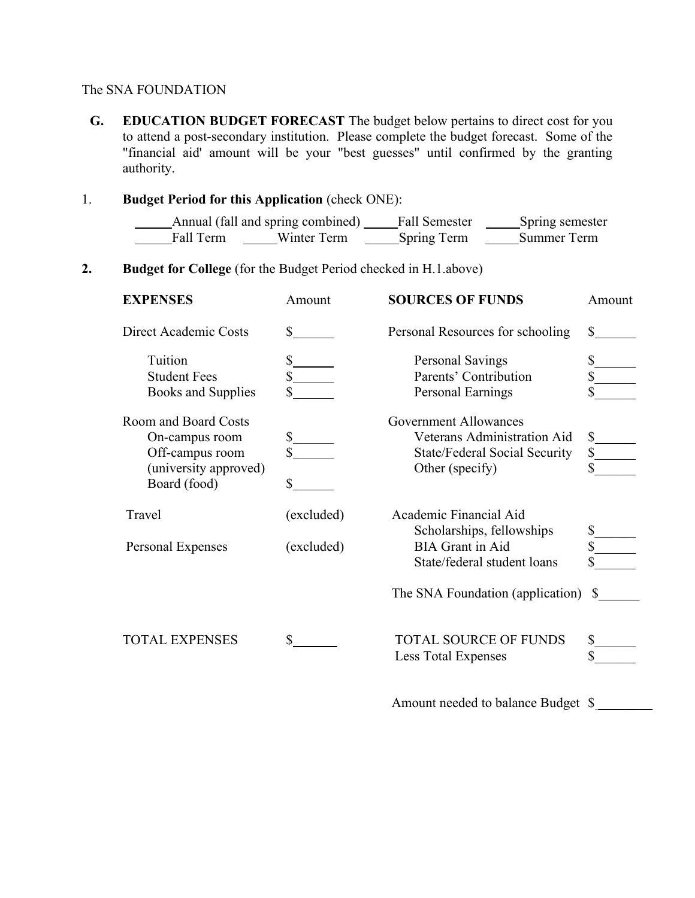The SNA FOUNDATION

**G. EDUCATION BUDGET FORECAST** The budget below pertains to direct cost for you to attend a post-secondary institution. Please complete the budget forecast. Some of the "financial aid' amount will be your "best guesses" until confirmed by the granting authority.

1. **Budget Period for this Application** (check ONE):

_____Annual (fall and spring combined) _____Fall Semester _____Spring semester
_____Fall Term _____Winter Term _____Spring Term _____Summer Term

2. **Budget for College** (for the Budget Period checked in H.1.above)

| **EXPENSES** | Amount | **SOURCES OF FUNDS** | Amount |
|---|---|---|---|
| Direct Academic Costs | $______ | Personal Resources for schooling | $______ |
| Tuition | $______ | Personal Savings | $______ |
| Student Fees | $______ | Parents' Contribution | $______ |
| Books and Supplies | $______ | Personal Earnings | $______ |
| Room and Board Costs | | Government Allowances | |
| On-campus room | $______ | Veterans Administration Aid | $______ |
| Off-campus room (university approved) | $______ | State/Federal Social Security | $______ |
| | | Other (specify) | $______ |
| Board (food) | $______ | | |
| Travel | (excluded) | Academic Financial Aid | |
| | | Scholarships, fellowships | $______ |
| Personal Expenses | (excluded) | BIA Grant in Aid | $______ |
| | | State/federal student loans | $______ |
| | | The SNA Foundation (application) | $______ |
| TOTAL EXPENSES | $______ | TOTAL SOURCE OF FUNDS | $______ |
| | | Less Total Expenses | $______ |
| | | Amount needed to balance Budget | $________ |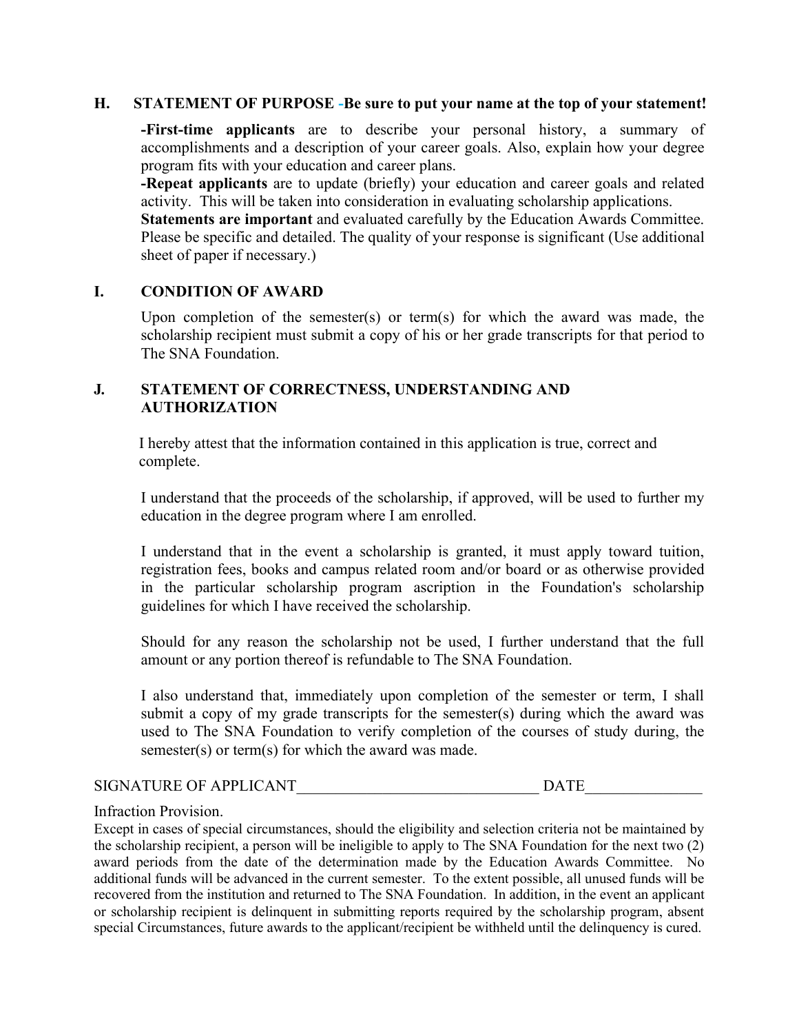## H. STATEMENT OF PURPOSE -Be sure to put your name at the top of your statement!

**-First-time applicants** are to describe your personal history, a summary of accomplishments and a description of your career goals. Also, explain how your degree program fits with your education and career plans.
**-Repeat applicants** are to update (briefly) your education and career goals and related activity. This will be taken into consideration in evaluating scholarship applications.
**Statements are important** and evaluated carefully by the Education Awards Committee. Please be specific and detailed. The quality of your response is significant (Use additional sheet of paper if necessary.)

## I. CONDITION OF AWARD

Upon completion of the semester(s) or term(s) for which the award was made, the scholarship recipient must submit a copy of his or her grade transcripts for that period to The SNA Foundation.

## J. STATEMENT OF CORRECTNESS, UNDERSTANDING AND AUTHORIZATION

I hereby attest that the information contained in this application is true, correct and complete.

I understand that the proceeds of the scholarship, if approved, will be used to further my education in the degree program where I am enrolled.

I understand that in the event a scholarship is granted, it must apply toward tuition, registration fees, books and campus related room and/or board or as otherwise provided in the particular scholarship program ascription in the Foundation's scholarship guidelines for which I have received the scholarship.

Should for any reason the scholarship not be used, I further understand that the full amount or any portion thereof is refundable to The SNA Foundation.

I also understand that, immediately upon completion of the semester or term, I shall submit a copy of my grade transcripts for the semester(s) during which the award was used to The SNA Foundation to verify completion of the courses of study during, the semester(s) or term(s) for which the award was made.

SIGNATURE OF APPLICANT_______________________________ DATE_______________

Infraction Provision.

Except in cases of special circumstances, should the eligibility and selection criteria not be maintained by the scholarship recipient, a person will be ineligible to apply to The SNA Foundation for the next two (2) award periods from the date of the determination made by the Education Awards Committee. No additional funds will be advanced in the current semester. To the extent possible, all unused funds will be recovered from the institution and returned to The SNA Foundation. In addition, in the event an applicant or scholarship recipient is delinquent in submitting reports required by the scholarship program, absent special Circumstances, future awards to the applicant/recipient be withheld until the delinquency is cured.